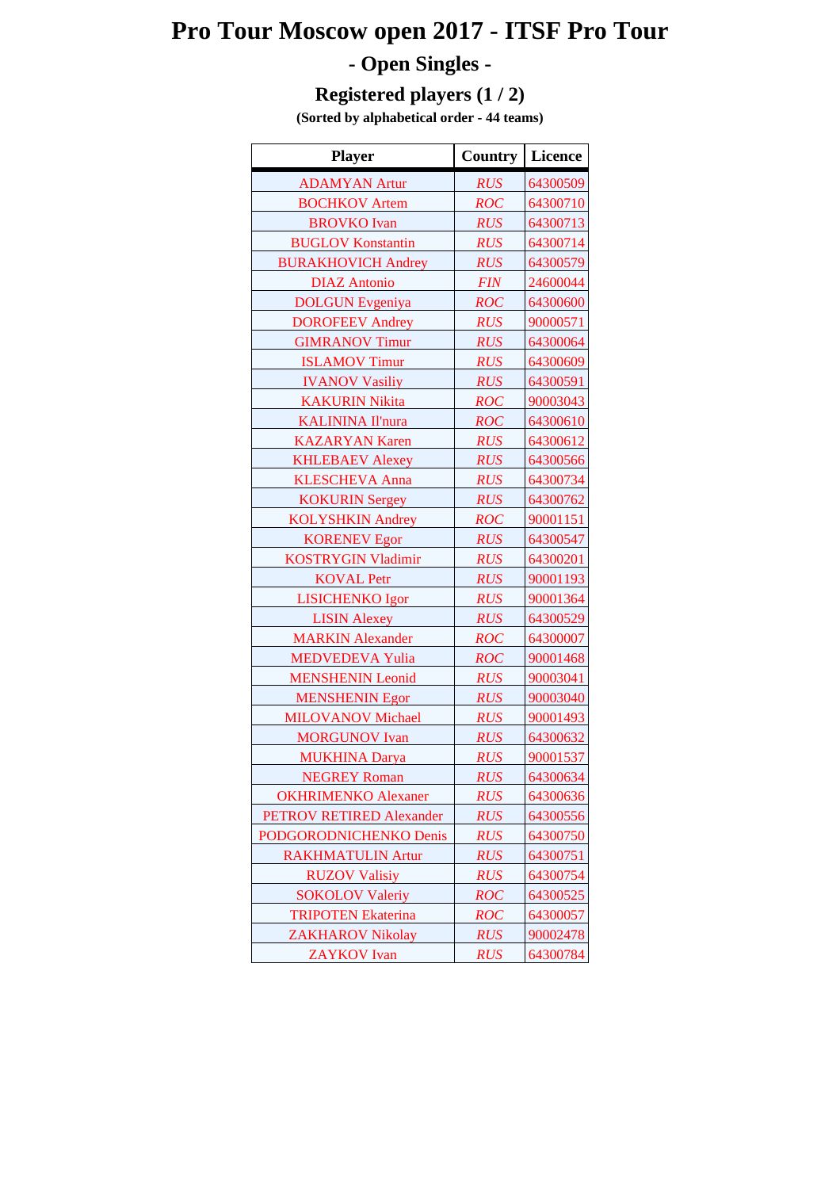# Pro Tour Moscow open 2017 - ITSF Pro Tour

## - Open Singles -

### Registered players (1 / 2)

**(Sorted by alphabetical order - 44 teams)**

| Player | Country | Licence |
|---|---|---|
| ADAMYAN Artur | RUS | 64300509 |
| BOCHKOV Artem | ROC | 64300710 |
| BROVKO Ivan | RUS | 64300713 |
| BUGLOV Konstantin | RUS | 64300714 |
| BURAKHOVICH Andrey | RUS | 64300579 |
| DIAZ Antonio | FIN | 24600044 |
| DOLGUN Evgeniya | ROC | 64300600 |
| DOROFEEV Andrey | RUS | 90000571 |
| GIMRANOV Timur | RUS | 64300064 |
| ISLAMOV Timur | RUS | 64300609 |
| IVANOV Vasiliy | RUS | 64300591 |
| KAKURIN Nikita | ROC | 90003043 |
| KALININA Il'nura | ROC | 64300610 |
| KAZARYAN Karen | RUS | 64300612 |
| KHLEBAEV Alexey | RUS | 64300566 |
| KLESCHEVA Anna | RUS | 64300734 |
| KOKURIN Sergey | RUS | 64300762 |
| KOLYSHKIN Andrey | ROC | 90001151 |
| KORENEV Egor | RUS | 64300547 |
| KOSTRYGIN Vladimir | RUS | 64300201 |
| KOVAL Petr | RUS | 90001193 |
| LISICHENKO Igor | RUS | 90001364 |
| LISIN Alexey | RUS | 64300529 |
| MARKIN Alexander | ROC | 64300007 |
| MEDVEDEVA Yulia | ROC | 90001468 |
| MENSHENIN Leonid | RUS | 90003041 |
| MENSHENIN Egor | RUS | 90003040 |
| MILOVANOV Michael | RUS | 90001493 |
| MORGUNOV Ivan | RUS | 64300632 |
| MUKHINA Darya | RUS | 90001537 |
| NEGREY Roman | RUS | 64300634 |
| OKHRIMENKO Alexaner | RUS | 64300636 |
| PETROV RETIRED Alexander | RUS | 64300556 |
| PODGORODNICHENKO Denis | RUS | 64300750 |
| RAKHMATULIN Artur | RUS | 64300751 |
| RUZOV Valisiy | RUS | 64300754 |
| SOKOLOV Valeriy | ROC | 64300525 |
| TRIPOTEN Ekaterina | ROC | 64300057 |
| ZAKHAROV Nikolay | RUS | 90002478 |
| ZAYKOV Ivan | RUS | 64300784 |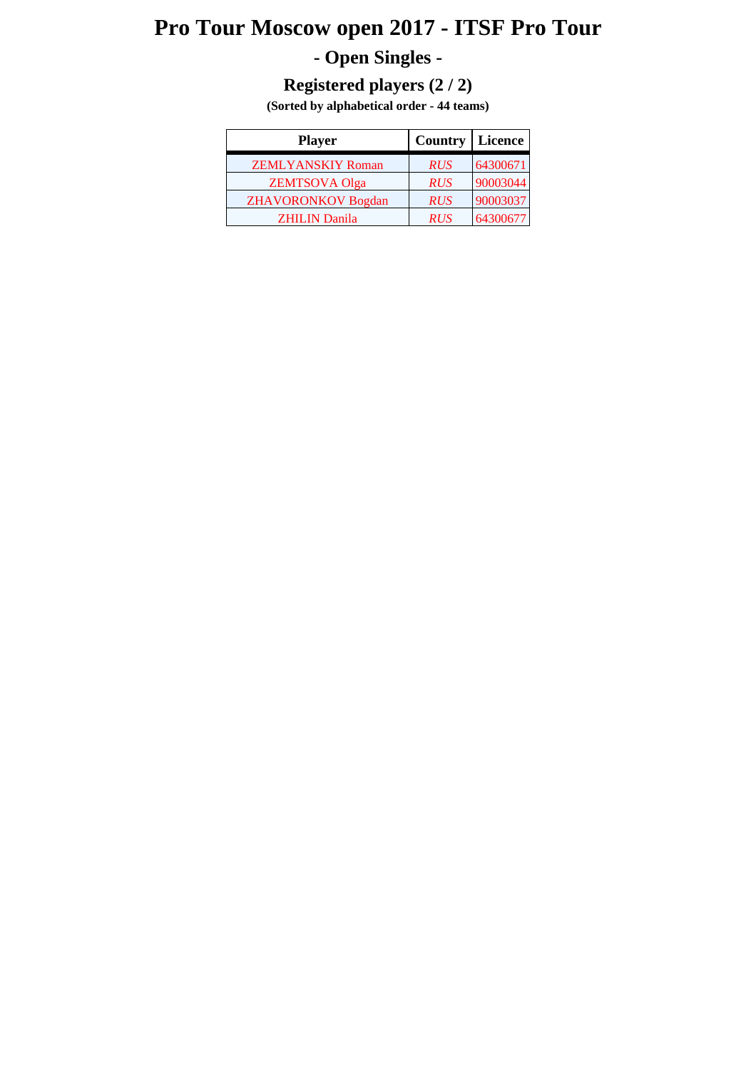# Pro Tour Moscow open 2017 - ITSF Pro Tour

## - Open Singles -

### Registered players (2 / 2)

**(Sorted by alphabetical order - 44 teams)**

| Player | Country | Licence |
|---|---|---|
| ZEMLYANSKIY Roman | *RUS* | 64300671 |
| ZEMTSOVA Olga | *RUS* | 90003044 |
| ZHAVORONKOV Bogdan | *RUS* | 90003037 |
| ZHILIN Danila | *RUS* | 64300677 |